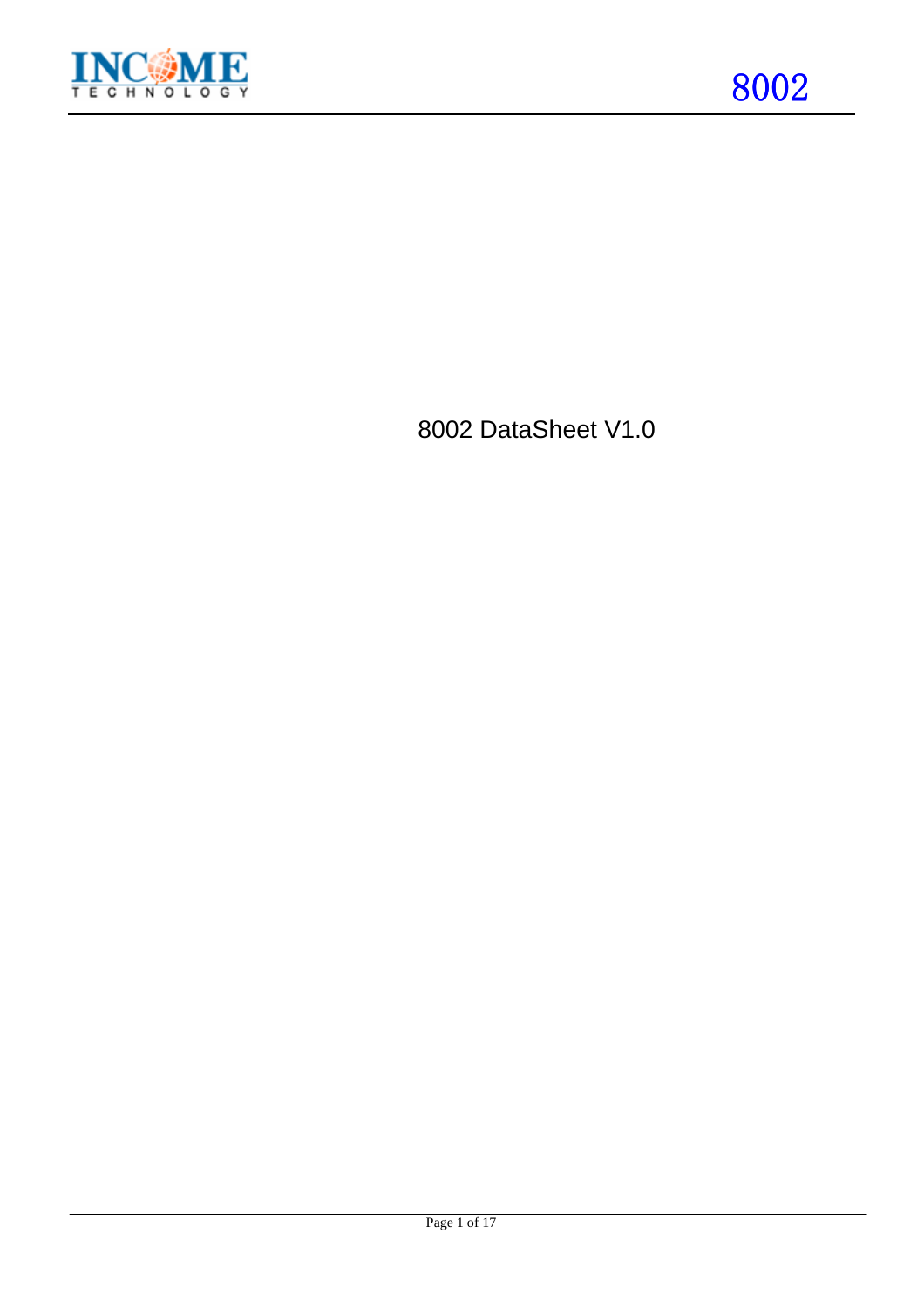# 8002 DataSheet V1.0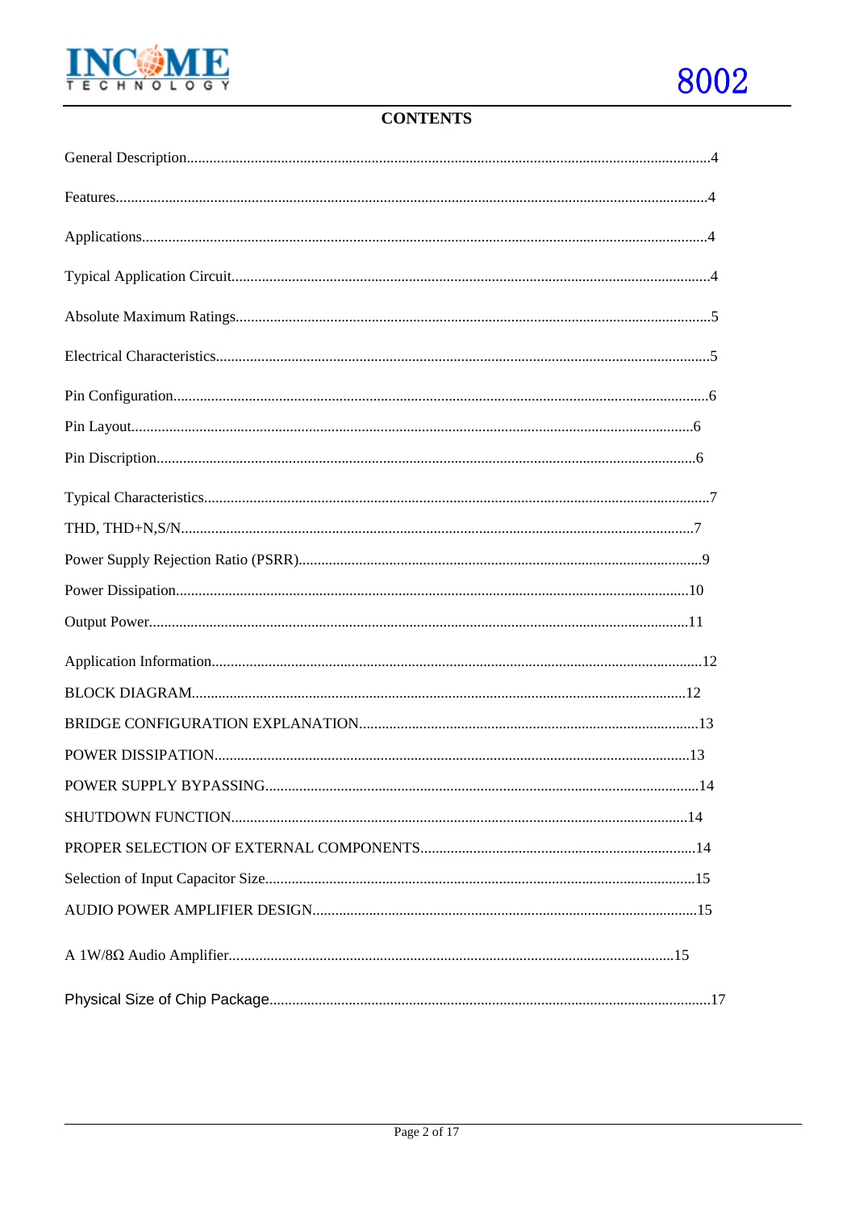# CONTENTS

General Description........................................................................................................................................4

Features..........................................................................................................................................................4

Applications...................................................................................................................................................4

Typical Application Circuit.............................................................................................................................4

Absolute Maximum Ratings...........................................................................................................................5

Electrical Characteristics................................................................................................................................5

Pin Configuration...........................................................................................................................................6

Pin Layout...................................................................................................................................................6

Pin Discription.............................................................................................................................................6

Typical Characteristics...................................................................................................................................7

THD, THD+N,S/N......................................................................................................................................7

Power Supply Rejection Ratio (PSRR)..........................................................................................................9

Power Dissipation......................................................................................................................................10

Output Power............................................................................................................................................11

Application Information................................................................................................................................12

BLOCK DIAGRAM.................................................................................................................................12

BRIDGE CONFIGURATION EXPLANATION........................................................................................13

POWER DISSIPATION............................................................................................................................13

POWER SUPPLY BYPASSING..................................................................................................................14

SHUTDOWN FUNCTION.......................................................................................................................14

PROPER SELECTION OF EXTERNAL COMPONENTS........................................................................14

Selection of Input Capacitor Size.................................................................................................................15

AUDIO POWER AMPLIFIER DESIGN.....................................................................................................15

A 1W/8Ω Audio Amplifier.....................................................................................................................15

Physical Size of Chip Package...................................................................................................................17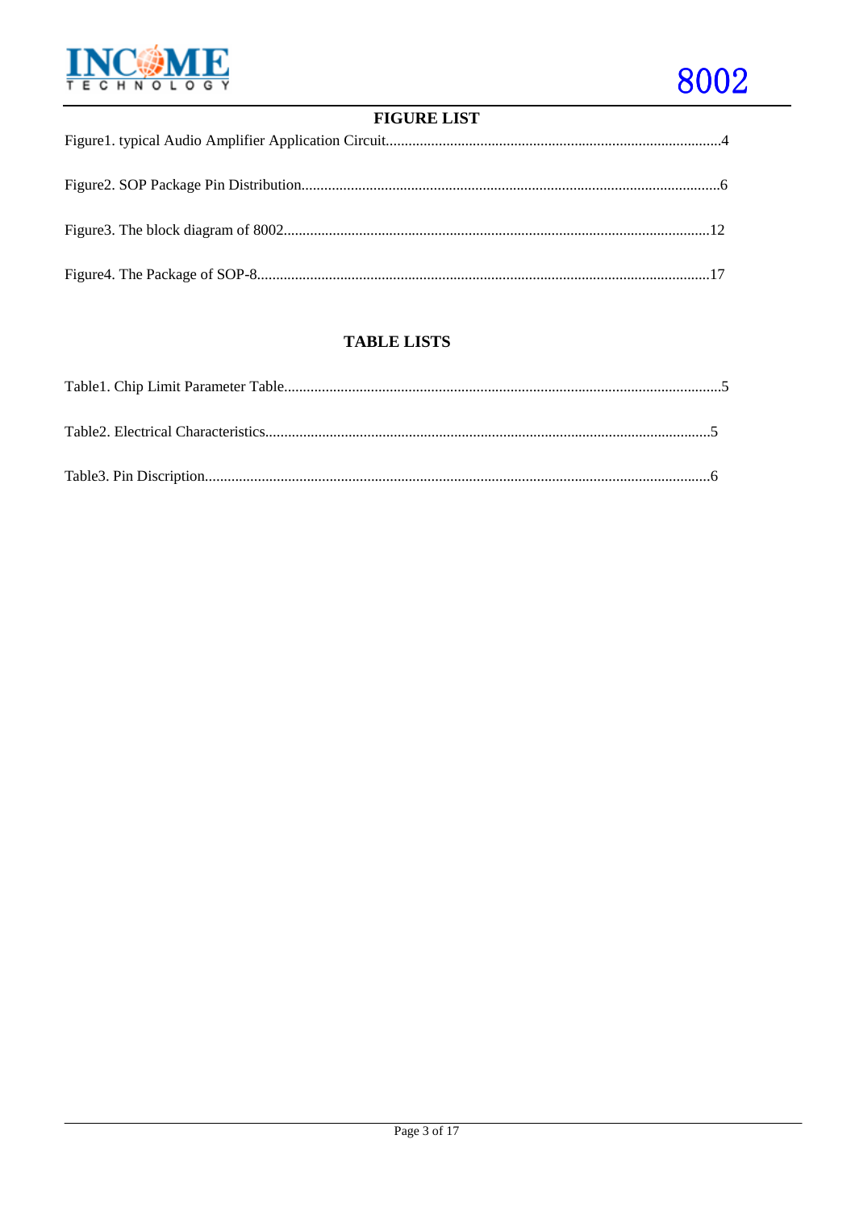## FIGURE LIST

Figure1. typical Audio Amplifier Application Circuit........................................................................................4

Figure2. SOP Package Pin Distribution..............................................................................................................6

Figure3. The block diagram of 8002................................................................................................................12

Figure4. The Package of SOP-8.......................................................................................................................17

## TABLE LISTS

Table1. Chip Limit Parameter Table...................................................................................................................5

Table2. Electrical Characteristics.....................................................................................................................5

Table3. Pin Discription....................................................................................................................................6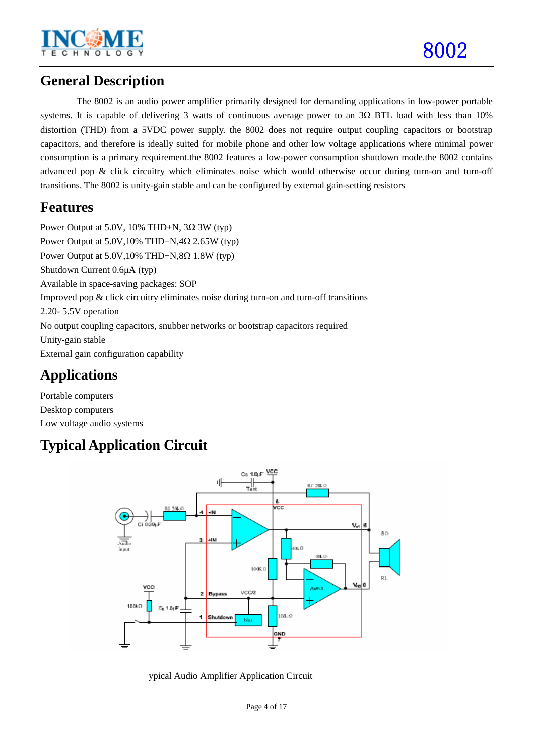# General Description

The 8002 is an audio power amplifier primarily designed for demanding applications in low-power portable systems. It is capable of delivering 3 watts of continuous average power to an 3Ω BTL load with less than 10% distortion (THD) from a 5VDC power supply. the 8002 does not require output coupling capacitors or bootstrap capacitors, and therefore is ideally suited for mobile phone and other low voltage applications where minimal power consumption is a primary requirement.the 8002 features a low-power consumption shutdown mode.the 8002 contains advanced pop & click circuitry which eliminates noise which would otherwise occur during turn-on and turn-off transitions. The 8002 is unity-gain stable and can be configured by external gain-setting resistors

# Features

Power Output at 5.0V, 10% THD+N, 3Ω 3W (typ)
Power Output at 5.0V,10% THD+N,4Ω 2.65W (typ)
Power Output at 5.0V,10% THD+N,8Ω 1.8W (typ)
Shutdown Current 0.6μA (typ)
Available in space-saving packages: SOP
Improved pop & click circuitry eliminates noise during turn-on and turn-off transitions
2.20- 5.5V operation
No output coupling capacitors, snubber networks or bootstrap capacitors required
Unity-gain stable
External gain configuration capability

# Applications

Portable computers
Desktop computers
Low voltage audio systems

# Typical Application Circuit

Cs 1.0μF VCC
Tant
Rf 20kΩ
6 VCC
Ri 20kΩ
4 -IN
Ci 0.39μF
Audio input
3 +IN
$V_{o1}$ 5
8Ω
40kΩ
40kΩ
100KΩ
RL
VCC
Av=-1
$V_{o2}$ 8
100kΩ
$C_B$ 1.0μF
2 Bypass
VCC/2
1 Shutdown
bias
100kΩ
GND 7

ypical Audio Amplifier Application Circuit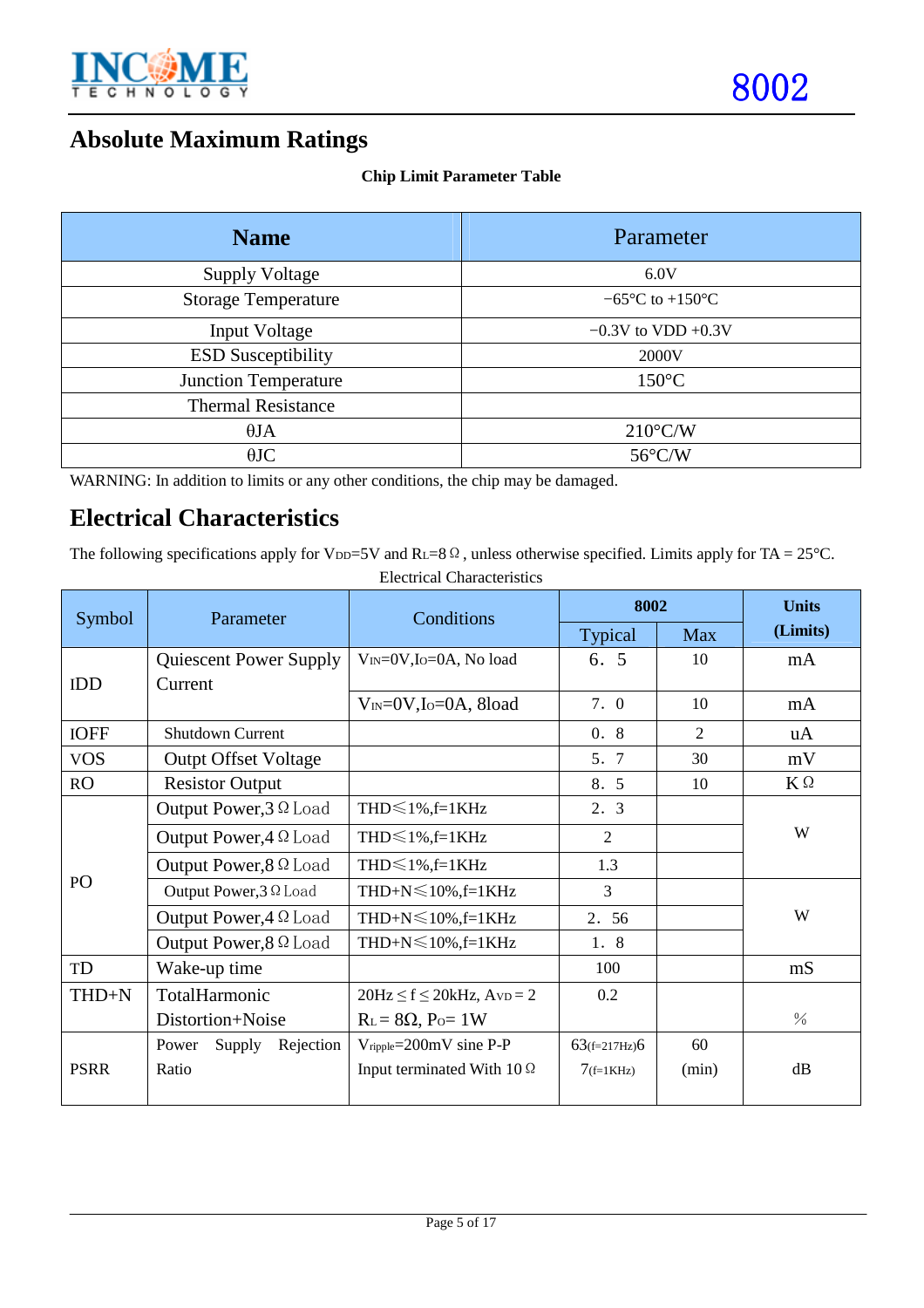## Absolute Maximum Ratings

**Chip Limit Parameter Table**

| Name | Parameter |
|---|---|
| Supply Voltage | 6.0V |
| Storage Temperature | −65°C to +150°C |
| Input Voltage | −0.3V to VDD +0.3V |
| ESD Susceptibility | 2000V |
| Junction Temperature | 150°C |
| Thermal Resistance | |
| θJA | 210°C/W |
| θJC | 56°C/W |

WARNING: In addition to limits or any other conditions, the chip may be damaged.

## Electrical Characteristics

The following specifications apply for $V_{DD}$=5V and $R_L$=8Ω, unless otherwise specified. Limits apply for TA = 25°C.

Electrical Characteristics

| Symbol | Parameter | Conditions | 8002 | | Units (Limits) |
|---|---|---|---|---|---|
| | | | Typical | Max | |
| IDD | Quiescent Power Supply Current | $V_{IN}$=0V,$I_O$=0A, No load | 6.5 | 10 | mA |
| | | $V_{IN}$=0V,$I_O$=0A, 8load | 7.0 | 10 | mA |
| IOFF | Shutdown Current | | 0.8 | 2 | uA |
| VOS | Outpt Offset Voltage | | 5.7 | 30 | mV |
| RO | Resistor Output | | 8.5 | 10 | KΩ |
| PO | Output Power,3ΩLoad | THD≤1%,f=1KHz | 2.3 | | W |
| | Output Power,4ΩLoad | THD≤1%,f=1KHz | 2 | | |
| | Output Power,8ΩLoad | THD≤1%,f=1KHz | 1.3 | | |
| | Output Power,3ΩLoad | THD+N≤10%,f=1KHz | 3 | | W |
| | Output Power,4ΩLoad | THD+N≤10%,f=1KHz | 2.56 | | |
| | Output Power,8ΩLoad | THD+N≤10%,f=1KHz | 1.8 | | |
| TD | Wake-up time | | 100 | | mS |
| THD+N | TotalHarmonic Distortion+Noise | 20Hz ≤ f ≤ 20kHz, $A_{VD}$ = 2, $R_L$ = 8Ω, $P_O$= 1W | 0.2 | | % |
| PSRR | Power Supply Rejection Ratio | $V_{ripple}$=200mV sine P-P Input terminated With 10Ω | 63(f=217Hz) 67(f=1KHz) | 60 (min) | dB |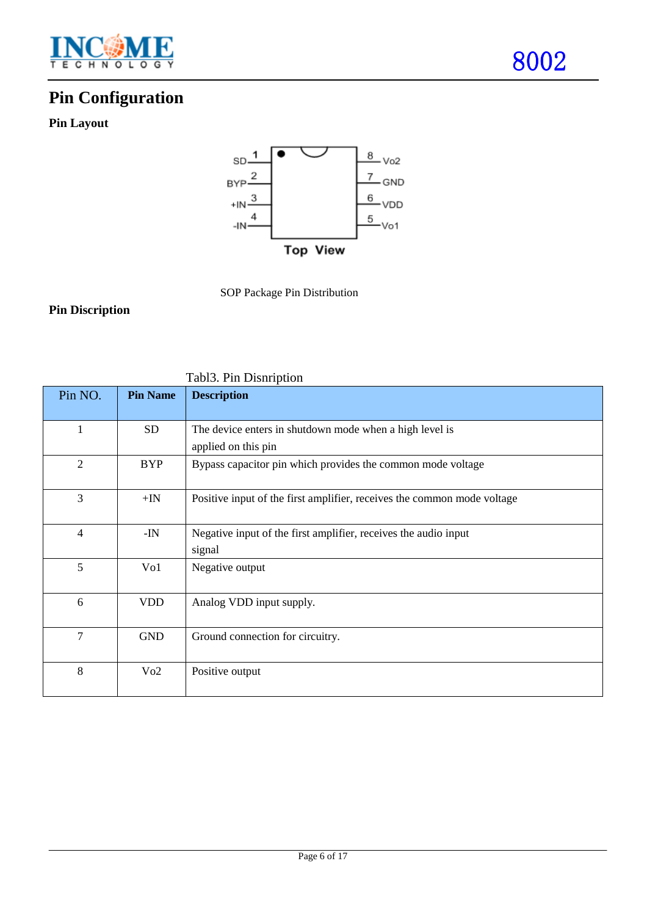## Pin Configuration

### Pin Layout

SD 1
BYP 2
+IN 3
-IN 4
8 Vo2
7 GND
6 VDD
5 Vo1
Top View

SOP Package Pin Distribution

### Pin Discription

Tabl3. Pin Disnription

| Pin NO. | Pin Name | Description |
|---|---|---|
| 1 | SD | The device enters in shutdown mode when a high level is applied on this pin |
| 2 | BYP | Bypass capacitor pin which provides the common mode voltage |
| 3 | +IN | Positive input of the first amplifier, receives the common mode voltage |
| 4 | -IN | Negative input of the first amplifier, receives the audio input signal |
| 5 | Vo1 | Negative output |
| 6 | VDD | Analog VDD input supply. |
| 7 | GND | Ground connection for circuitry. |
| 8 | Vo2 | Positive output |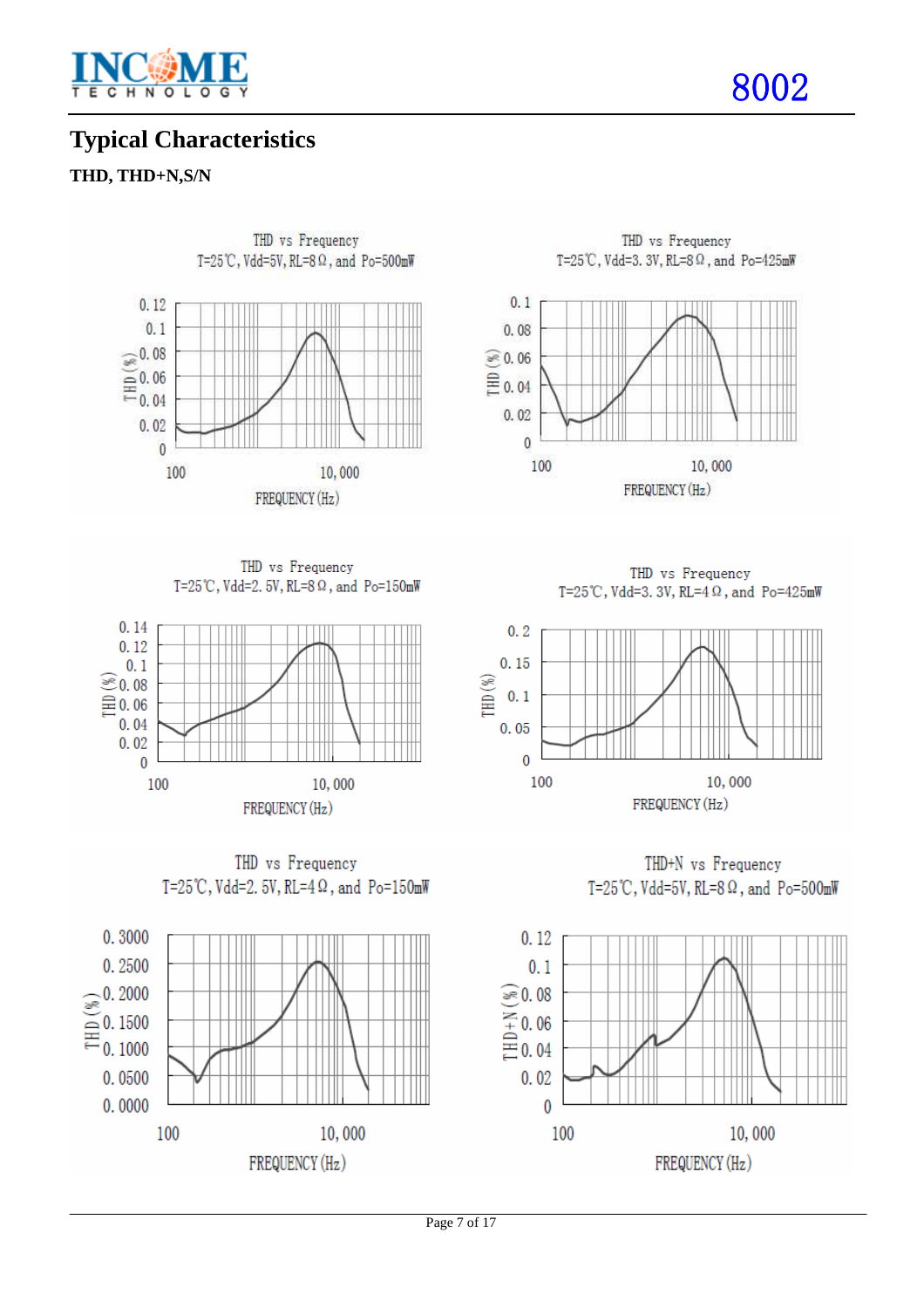## Typical Characteristics

**THD, THD+N,S/N**

THD vs Frequency
T=25℃, Vdd=5V, RL=8Ω, and Po=500mW

THD (%)
0.12
0.1
0.08
0.06
0.04
0.02
0
100
10,000
FREQUENCY (Hz)

THD vs Frequency
T=25℃, Vdd=3.3V, RL=8Ω, and Po=425mW

THD (%)
0.1
0.08
0.06
0.04
0.02
0
100
10,000
FREQUENCY (Hz)

THD vs Frequency
T=25℃, Vdd=2.5V, RL=8Ω, and Po=150mW

THD (%)
0.14
0.12
0.1
0.08
0.06
0.04
0.02
0
100
10,000
FREQUENCY (Hz)

THD vs Frequency
T=25℃, Vdd=3.3V, RL=4Ω, and Po=425mW

THD (%)
0.2
0.15
0.1
0.05
0
100
10,000
FREQUENCY (Hz)

THD vs Frequency
T=25℃, Vdd=2.5V, RL=4Ω, and Po=150mW

THD (%)
0.3000
0.2500
0.2000
0.1500
0.1000
0.0500
0.0000
100
10,000
FREQUENCY (Hz)

THD+N vs Frequency
T=25℃, Vdd=5V, RL=8Ω, and Po=500mW

THD+N (%)
0.12
0.1
0.08
0.06
0.04
0.02
0
100
10,000
FREQUENCY (Hz)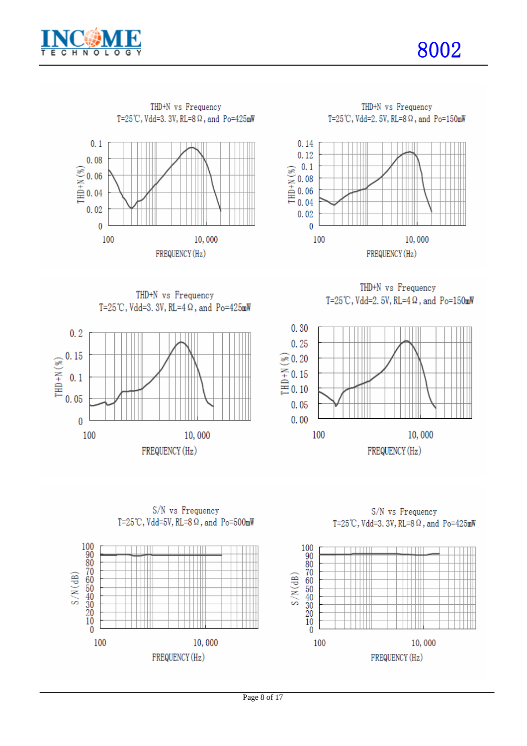THD+N vs Frequency
T=25℃, Vdd=3.3V, RL=8Ω, and Po=425mW

0.1
0.08
0.06
0.04
0.02
0
THD+N (%)
100
10,000
FREQUENCY (Hz)

THD+N vs Frequency
T=25℃, Vdd=2.5V, RL=8Ω, and Po=150mW

0.14
0.12
0.1
0.08
0.06
0.04
0.02
0
THD+N (%)
100
10,000
FREQUENCY (Hz)

THD+N vs Frequency
T=25℃, Vdd=3.3V, RL=4Ω, and Po=425mW

0.2
0.15
0.1
0.05
0
THD+N (%)
100
10,000
FREQUENCY (Hz)

THD+N vs Frequency
T=25℃, Vdd=2.5V, RL=4Ω, and Po=150mW

0.30
0.25
0.20
0.15
0.10
0.05
0.00
THD+N (%)
100
10,000
FREQUENCY (Hz)

S/N vs Frequency
T=25℃, Vdd=5V, RL=8Ω, and Po=500mW

100
90
80
70
60
50
40
30
20
10
0
S/N (dB)
100
10,000
FREQUENCY (Hz)

S/N vs Frequency
T=25℃, Vdd=3.3V, RL=8Ω, and Po=425mW

100
90
80
70
60
50
40
30
20
10
0
S/N (dB)
100
10,000
FREQUENCY (Hz)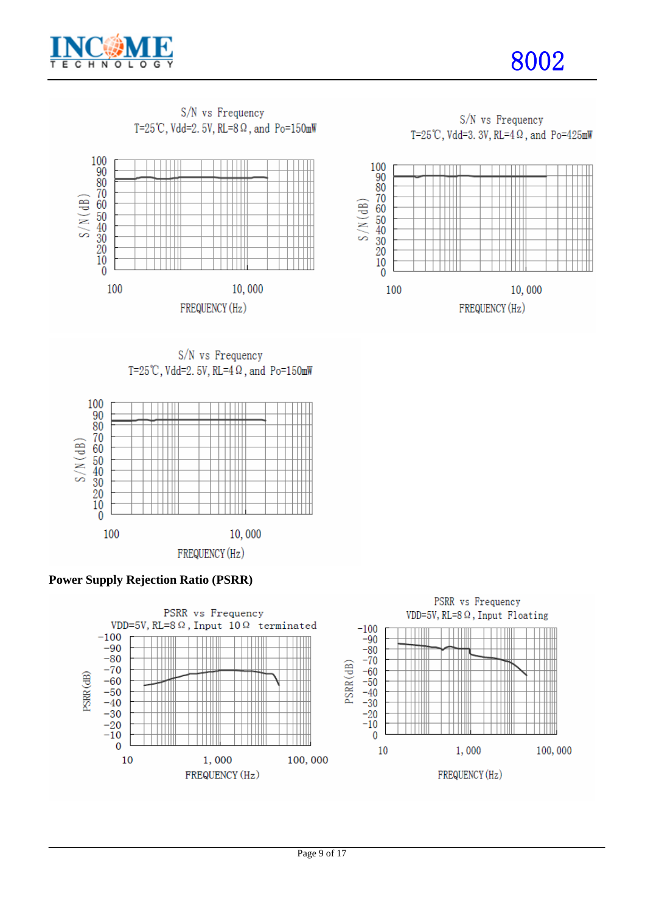S/N vs Frequency

T=25℃, Vdd=2.5V, RL=8Ω, and Po=150mW

S/N (dB)

100
90
80
70
60
50
40
30
20
10
0

100
10,000

FREQUENCY (Hz)

S/N vs Frequency

T=25℃, Vdd=3.3V, RL=4Ω, and Po=425mW

S/N (dB)

100
90
80
70
60
50
40
30
20
10
0

100
10,000

FREQUENCY (Hz)

S/N vs Frequency

T=25℃, Vdd=2.5V, RL=4Ω, and Po=150mW

S/N (dB)

100
90
80
70
60
50
40
30
20
10
0

100
10,000

FREQUENCY (Hz)

**Power Supply Rejection Ratio (PSRR)**

PSRR vs Frequency

VDD=5V, RL=8Ω, Input 10Ω terminated

PSRR (dB)

-100
-90
-80
-70
-60
-50
-40
-30
-20
-10
0

10
1,000
100,000

FREQUENCY (Hz)

PSRR vs Frequency

VDD=5V, RL=8Ω, Input Floating

PSRR (dB)

-100
-90
-80
-70
-60
-50
-40
-30
-20
-10
0

10
1,000
100,000

FREQUENCY (Hz)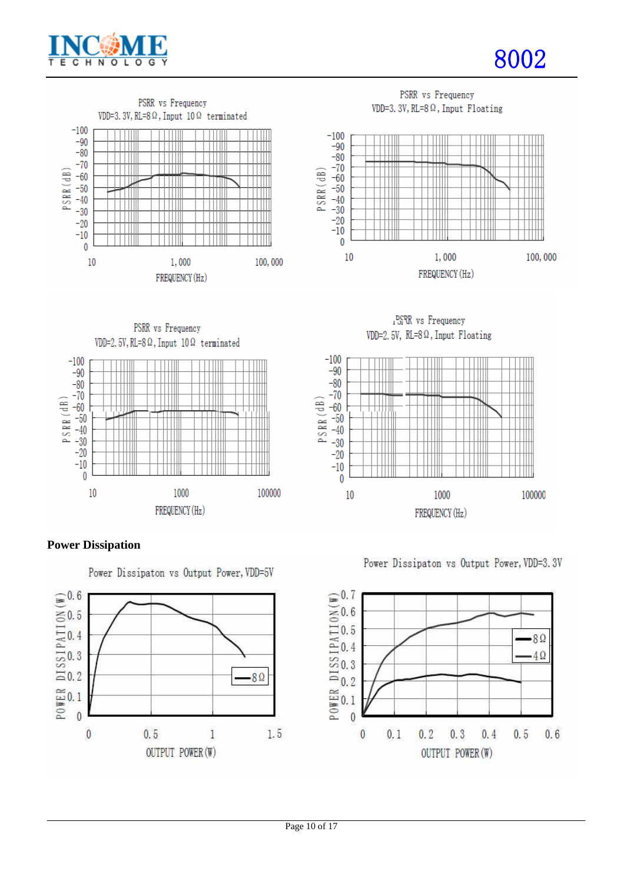PSRR vs Frequency
VDD=3.3V, RL=8Ω, Input 10Ω terminated

PSRR vs Frequency
VDD=3.3V, RL=8Ω, Input Floating

PSRR vs Frequency
VDD=2.5V, RL=8Ω, Input 10Ω terminated

PSRR vs Frequency
VDD=2.5V, RL=8Ω, Input Floating

**Power Dissipation**

Power Dissipaton vs Output Power, VDD=5V

Power Dissipaton vs Output Power, VDD=3.3V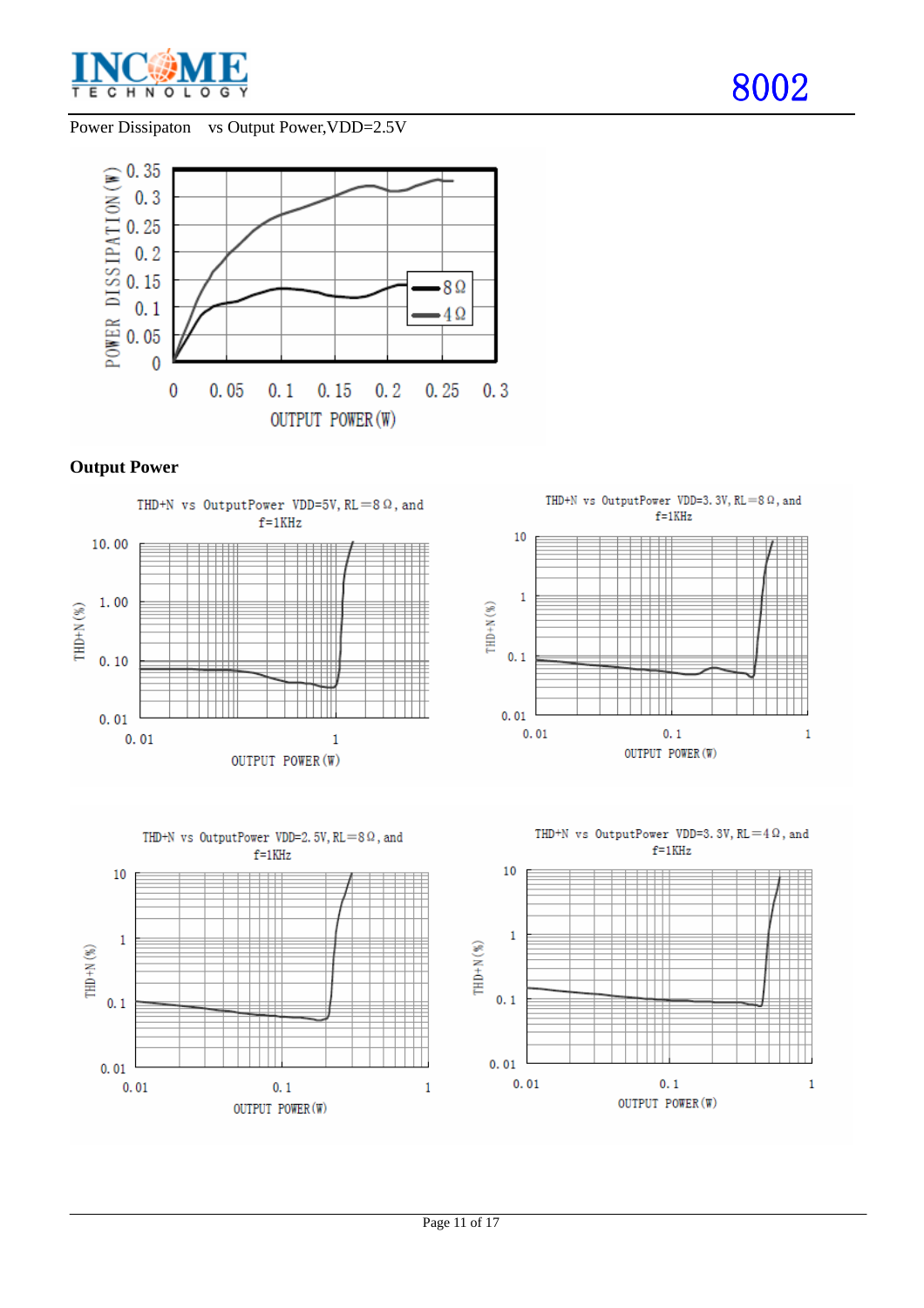Power Dissipaton vs Output Power,VDD=2.5V

**Output Power**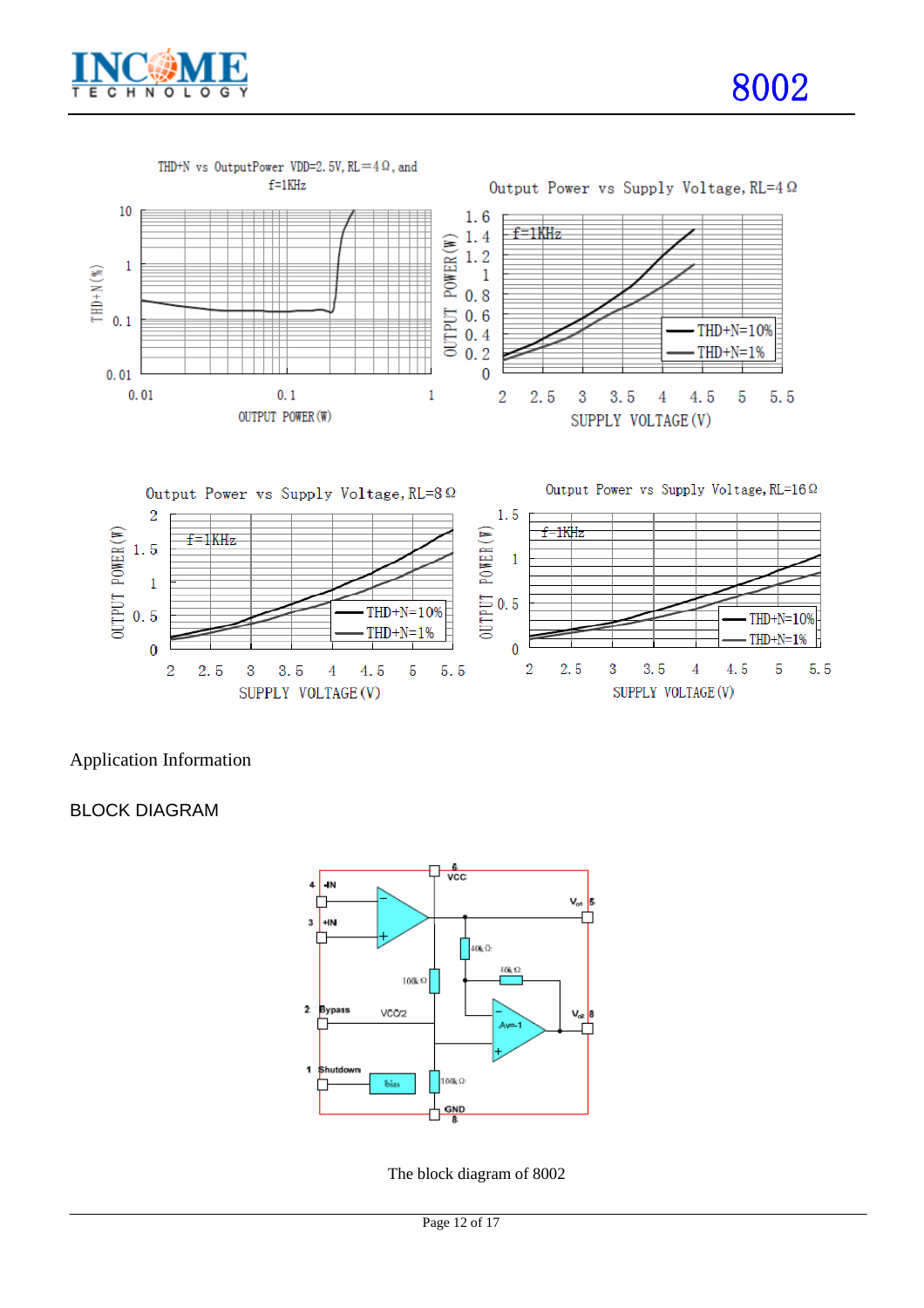THD+N vs OutputPower VDD=2.5V, RL=4Ω, and f=1KHz

10
1
0.1
0.01
THD+N(%)
0.01
0.1
1
OUTPUT POWER(W)

Output Power vs Supply Voltage, RL=4Ω

1.6
1.4
1.2
1
0.8
0.6
0.4
0.2
0
OUTPUT POWER(W)
f=1KHz
THD+N=10%
THD+N=1%
2 2.5 3 3.5 4 4.5 5 5.5
SUPPLY VOLTAGE(V)

Output Power vs Supply Voltage, RL=8Ω

2
1.5
1
0.5
0
OUTPUT POWER(W)
f=1KHz
THD+N=10%
THD+N=1%
2 2.5 3 3.5 4 4.5 5 5.5
SUPPLY VOLTAGE(V)

Output Power vs Supply Voltage, RL=16Ω

1.5
1
0.5
0
OUTPUT POWER(W)
f=1KHz
THD+N=10%
THD+N=1%
2 2.5 3 3.5 4 4.5 5 5.5
SUPPLY VOLTAGE(V)

Application Information

BLOCK DIAGRAM

4 -IN
3 +IN
2 Bypass
1 Shutdown
6 VCC
8 GND
$V_{o1}$ 5
$V_{o2}$ 8
VCC/2
40kΩ
40kΩ
100kΩ
100kΩ
Av=-1
Ibias

The block diagram of 8002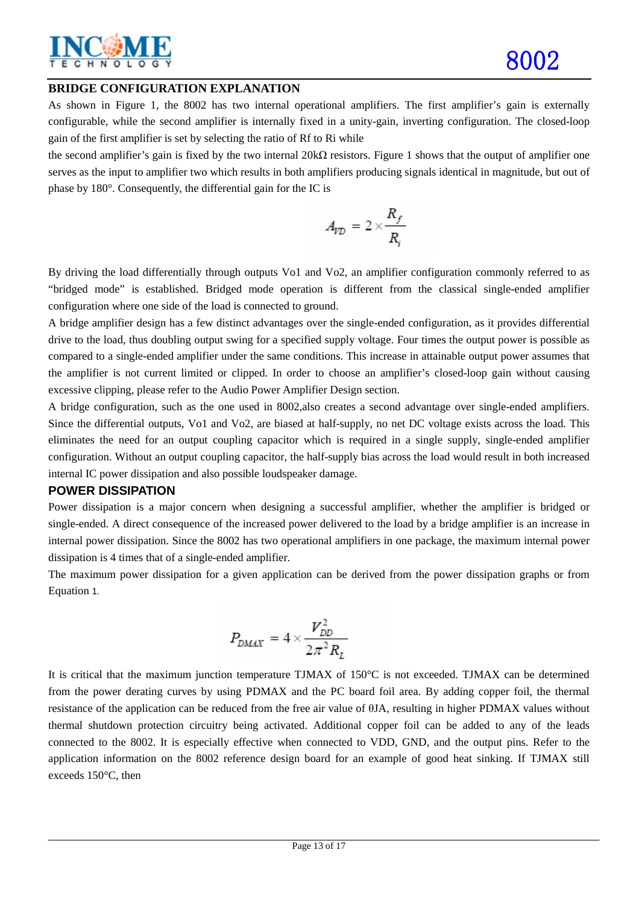## BRIDGE CONFIGURATION EXPLANATION

As shown in Figure 1, the 8002 has two internal operational amplifiers. The first amplifier's gain is externally configurable, while the second amplifier is internally fixed in a unity-gain, inverting configuration. The closed-loop gain of the first amplifier is set by selecting the ratio of Rf to Ri while the second amplifier's gain is fixed by the two internal 20kΩ resistors. Figure 1 shows that the output of amplifier one serves as the input to amplifier two which results in both amplifiers producing signals identical in magnitude, but out of phase by 180°. Consequently, the differential gain for the IC is

$$A_{VD} = 2 \times \frac{R_f}{R_i}$$

By driving the load differentially through outputs Vo1 and Vo2, an amplifier configuration commonly referred to as "bridged mode" is established. Bridged mode operation is different from the classical single-ended amplifier configuration where one side of the load is connected to ground.

A bridge amplifier design has a few distinct advantages over the single-ended configuration, as it provides differential drive to the load, thus doubling output swing for a specified supply voltage. Four times the output power is possible as compared to a single-ended amplifier under the same conditions. This increase in attainable output power assumes that the amplifier is not current limited or clipped. In order to choose an amplifier's closed-loop gain without causing excessive clipping, please refer to the Audio Power Amplifier Design section.

A bridge configuration, such as the one used in 8002,also creates a second advantage over single-ended amplifiers. Since the differential outputs, Vo1 and Vo2, are biased at half-supply, no net DC voltage exists across the load. This eliminates the need for an output coupling capacitor which is required in a single supply, single-ended amplifier configuration. Without an output coupling capacitor, the half-supply bias across the load would result in both increased internal IC power dissipation and also possible loudspeaker damage.

## POWER DISSIPATION

Power dissipation is a major concern when designing a successful amplifier, whether the amplifier is bridged or single-ended. A direct consequence of the increased power delivered to the load by a bridge amplifier is an increase in internal power dissipation. Since the 8002 has two operational amplifiers in one package, the maximum internal power dissipation is 4 times that of a single-ended amplifier.

The maximum power dissipation for a given application can be derived from the power dissipation graphs or from Equation 1.

$$P_{DMAX} = 4 \times \frac{V_{DD}^2}{2\pi^2 R_L}$$

It is critical that the maximum junction temperature TJMAX of 150°C is not exceeded. TJMAX can be determined from the power derating curves by using PDMAX and the PC board foil area. By adding copper foil, the thermal resistance of the application can be reduced from the free air value of θJA, resulting in higher PDMAX values without thermal shutdown protection circuitry being activated. Additional copper foil can be added to any of the leads connected to the 8002. It is especially effective when connected to VDD, GND, and the output pins. Refer to the application information on the 8002 reference design board for an example of good heat sinking. If TJMAX still exceeds 150°C, then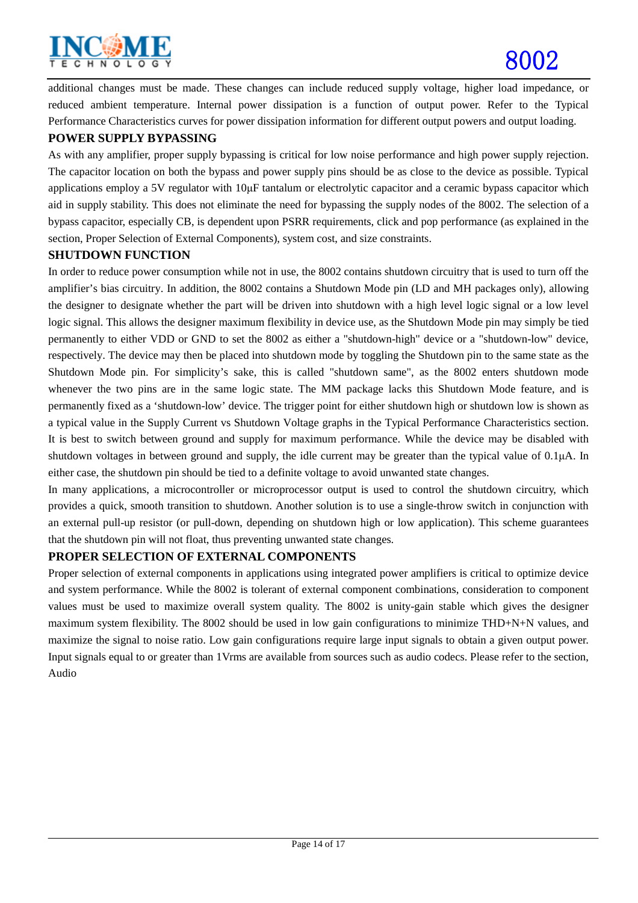additional changes must be made. These changes can include reduced supply voltage, higher load impedance, or reduced ambient temperature. Internal power dissipation is a function of output power. Refer to the Typical Performance Characteristics curves for power dissipation information for different output powers and output loading.

## POWER SUPPLY BYPASSING

As with any amplifier, proper supply bypassing is critical for low noise performance and high power supply rejection. The capacitor location on both the bypass and power supply pins should be as close to the device as possible. Typical applications employ a 5V regulator with 10μF tantalum or electrolytic capacitor and a ceramic bypass capacitor which aid in supply stability. This does not eliminate the need for bypassing the supply nodes of the 8002. The selection of a bypass capacitor, especially CB, is dependent upon PSRR requirements, click and pop performance (as explained in the section, Proper Selection of External Components), system cost, and size constraints.

## SHUTDOWN FUNCTION

In order to reduce power consumption while not in use, the 8002 contains shutdown circuitry that is used to turn off the amplifier's bias circuitry. In addition, the 8002 contains a Shutdown Mode pin (LD and MH packages only), allowing the designer to designate whether the part will be driven into shutdown with a high level logic signal or a low level logic signal. This allows the designer maximum flexibility in device use, as the Shutdown Mode pin may simply be tied permanently to either VDD or GND to set the 8002 as either a "shutdown-high" device or a "shutdown-low" device, respectively. The device may then be placed into shutdown mode by toggling the Shutdown pin to the same state as the Shutdown Mode pin. For simplicity's sake, this is called "shutdown same", as the 8002 enters shutdown mode whenever the two pins are in the same logic state. The MM package lacks this Shutdown Mode feature, and is permanently fixed as a 'shutdown-low' device. The trigger point for either shutdown high or shutdown low is shown as a typical value in the Supply Current vs Shutdown Voltage graphs in the Typical Performance Characteristics section. It is best to switch between ground and supply for maximum performance. While the device may be disabled with shutdown voltages in between ground and supply, the idle current may be greater than the typical value of 0.1μA. In either case, the shutdown pin should be tied to a definite voltage to avoid unwanted state changes.

In many applications, a microcontroller or microprocessor output is used to control the shutdown circuitry, which provides a quick, smooth transition to shutdown. Another solution is to use a single-throw switch in conjunction with an external pull-up resistor (or pull-down, depending on shutdown high or low application). This scheme guarantees that the shutdown pin will not float, thus preventing unwanted state changes.

## PROPER SELECTION OF EXTERNAL COMPONENTS

Proper selection of external components in applications using integrated power amplifiers is critical to optimize device and system performance. While the 8002 is tolerant of external component combinations, consideration to component values must be used to maximize overall system quality. The 8002 is unity-gain stable which gives the designer maximum system flexibility. The 8002 should be used in low gain configurations to minimize THD+N+N values, and maximize the signal to noise ratio. Low gain configurations require large input signals to obtain a given output power. Input signals equal to or greater than 1Vrms are available from sources such as audio codecs. Please refer to the section, Audio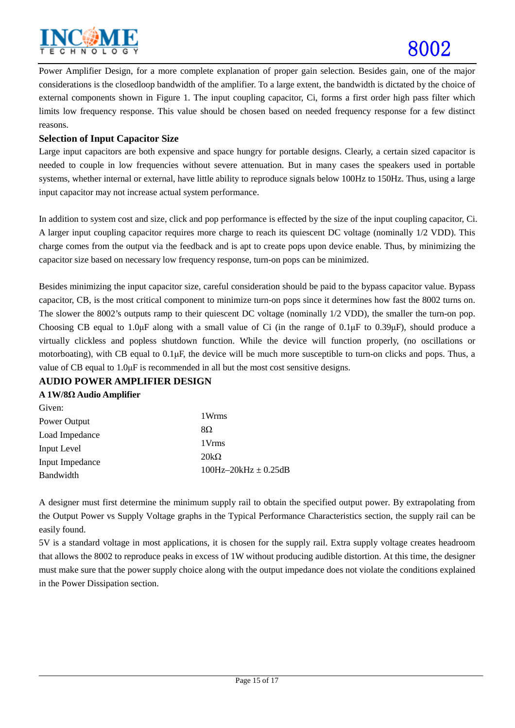Power Amplifier Design, for a more complete explanation of proper gain selection. Besides gain, one of the major considerations is the closedloop bandwidth of the amplifier. To a large extent, the bandwidth is dictated by the choice of external components shown in Figure 1. The input coupling capacitor, Ci, forms a first order high pass filter which limits low frequency response. This value should be chosen based on needed frequency response for a few distinct reasons.

### Selection of Input Capacitor Size

Large input capacitors are both expensive and space hungry for portable designs. Clearly, a certain sized capacitor is needed to couple in low frequencies without severe attenuation. But in many cases the speakers used in portable systems, whether internal or external, have little ability to reproduce signals below 100Hz to 150Hz. Thus, using a large input capacitor may not increase actual system performance.

In addition to system cost and size, click and pop performance is effected by the size of the input coupling capacitor, Ci. A larger input coupling capacitor requires more charge to reach its quiescent DC voltage (nominally 1/2 VDD). This charge comes from the output via the feedback and is apt to create pops upon device enable. Thus, by minimizing the capacitor size based on necessary low frequency response, turn-on pops can be minimized.

Besides minimizing the input capacitor size, careful consideration should be paid to the bypass capacitor value. Bypass capacitor, CB, is the most critical component to minimize turn-on pops since it determines how fast the 8002 turns on. The slower the 8002's outputs ramp to their quiescent DC voltage (nominally 1/2 VDD), the smaller the turn-on pop. Choosing CB equal to 1.0μF along with a small value of Ci (in the range of 0.1μF to 0.39μF), should produce a virtually clickless and popless shutdown function. While the device will function properly, (no oscillations or motorboating), with CB equal to 0.1μF, the device will be much more susceptible to turn-on clicks and pops. Thus, a value of CB equal to 1.0μF is recommended in all but the most cost sensitive designs.

## AUDIO POWER AMPLIFIER DESIGN

### A 1W/8Ω Audio Amplifier

Given:

| | |
|---|---|
| Power Output | 1Wrms |
| Load Impedance | 8Ω |
| Input Level | 1Vrms |
| Input Impedance | 20kΩ |
| Bandwidth | 100Hz–20kHz ± 0.25dB |

A designer must first determine the minimum supply rail to obtain the specified output power. By extrapolating from the Output Power vs Supply Voltage graphs in the Typical Performance Characteristics section, the supply rail can be easily found.

5V is a standard voltage in most applications, it is chosen for the supply rail. Extra supply voltage creates headroom that allows the 8002 to reproduce peaks in excess of 1W without producing audible distortion. At this time, the designer must make sure that the power supply choice along with the output impedance does not violate the conditions explained in the Power Dissipation section.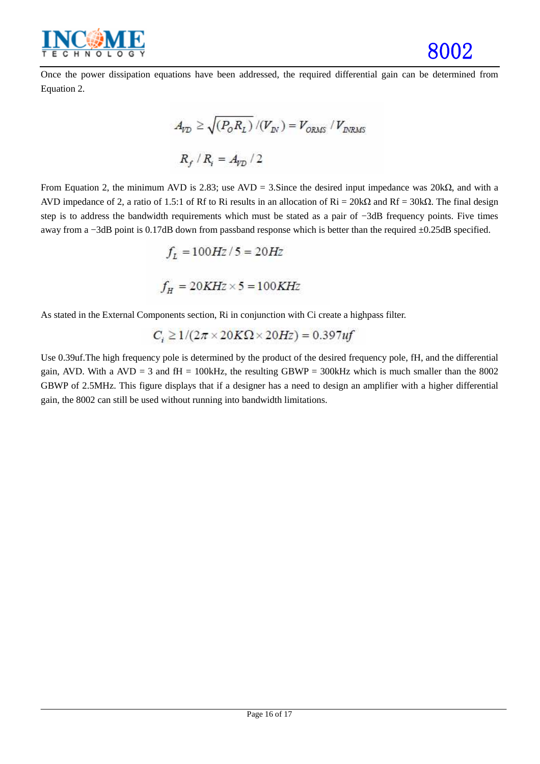Once the power dissipation equations have been addressed, the required differential gain can be determined from Equation 2.

$$A_{VD} \geq \sqrt{(P_O R_L)} / (V_{IN}) = V_{ORMS} / V_{INRMS}$$

$$R_f / R_i = A_{VD} / 2$$

From Equation 2, the minimum AVD is 2.83; use AVD = 3.Since the desired input impedance was 20kΩ, and with a AVD impedance of 2, a ratio of 1.5:1 of Rf to Ri results in an allocation of Ri = 20kΩ and Rf = 30kΩ. The final design step is to address the bandwidth requirements which must be stated as a pair of −3dB frequency points. Five times away from a −3dB point is 0.17dB down from passband response which is better than the required ±0.25dB specified.

$$f_L = 100Hz / 5 = 20Hz$$

$$f_H = 20KHz \times 5 = 100KHz$$

As stated in the External Components section, Ri in conjunction with Ci create a highpass filter.

$$C_i \geq 1/(2\pi \times 20K\Omega \times 20Hz) = 0.397uf$$

Use 0.39uf.The high frequency pole is determined by the product of the desired frequency pole, fH, and the differential gain, AVD. With a AVD = 3 and fH = 100kHz, the resulting GBWP = 300kHz which is much smaller than the 8002 GBWP of 2.5MHz. This figure displays that if a designer has a need to design an amplifier with a higher differential gain, the 8002 can still be used without running into bandwidth limitations.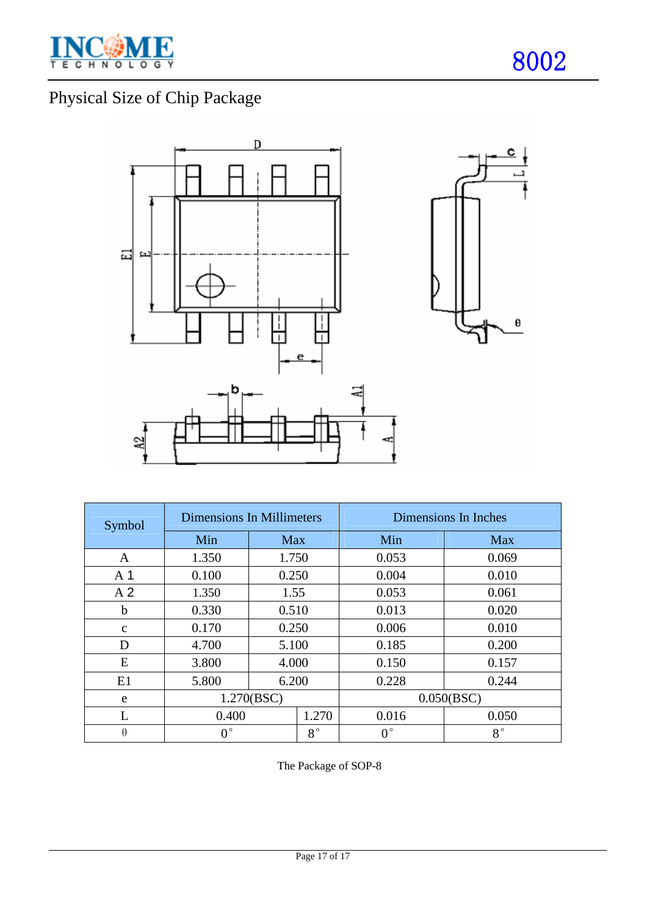## Physical Size of Chip Package

| Symbol | Dimensions In Millimeters | | Dimensions In Inches | |
|---|---|---|---|---|
| | Min | Max | Min | Max |
| A | 1.350 | 1.750 | 0.053 | 0.069 |
| A 1 | 0.100 | 0.250 | 0.004 | 0.010 |
| A 2 | 1.350 | 1.55 | 0.053 | 0.061 |
| b | 0.330 | 0.510 | 0.013 | 0.020 |
| c | 0.170 | 0.250 | 0.006 | 0.010 |
| D | 4.700 | 5.100 | 0.185 | 0.200 |
| E | 3.800 | 4.000 | 0.150 | 0.157 |
| E1 | 5.800 | 6.200 | 0.228 | 0.244 |
| e | 1.270(BSC) | | 0.050(BSC) | |
| L | 0.400 | 1.270 | 0.016 | 0.050 |
| θ | 0° | 8° | 0° | 8° |

The Package of SOP-8